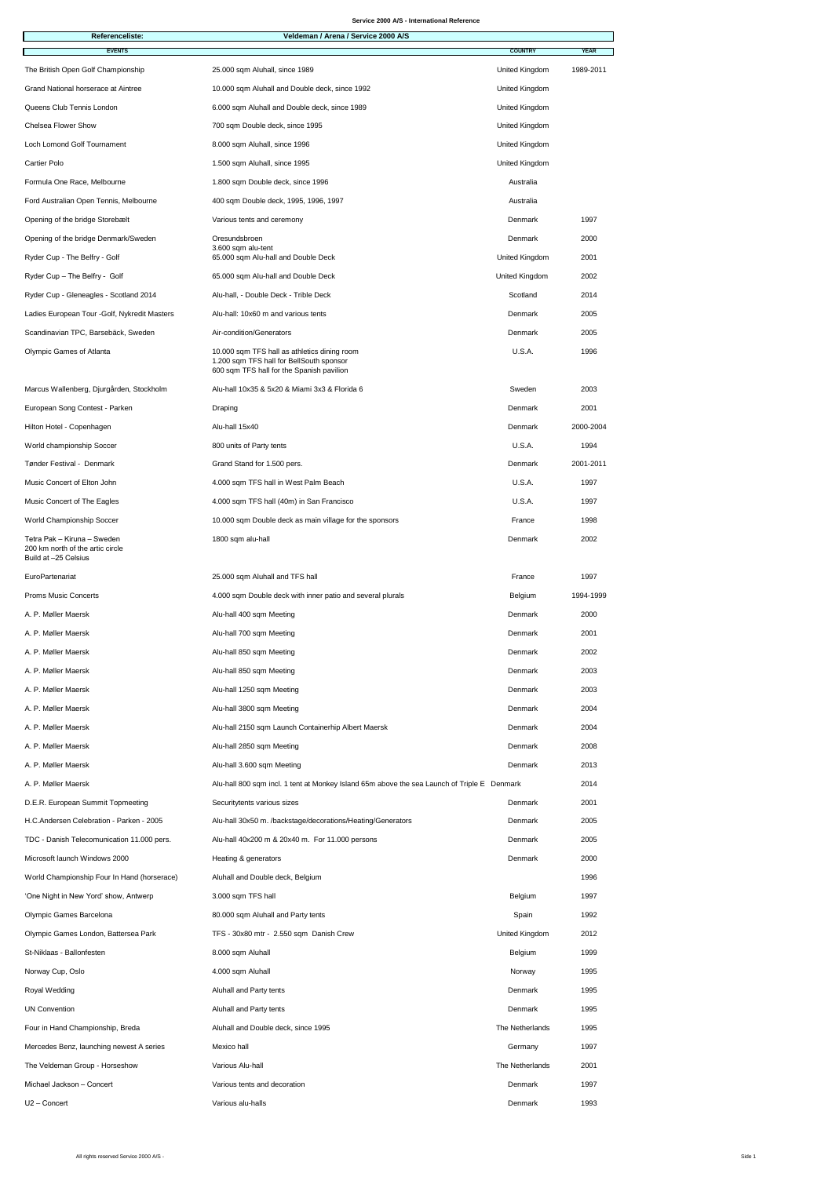**Service 2000 A/S - International Reference**

| Referenceliste: | Veldeman / Arena / Service 2000 A/S | | |
|---|---|---|---|
| **EVENTS** | | **COUNTRY** | **YEAR** |
| The British Open Golf Championship | 25.000 sqm Aluhall, since 1989 | United Kingdom | 1989-2011 |
| Grand National horserace at Aintree | 10.000 sqm Aluhall and Double deck, since 1992 | United Kingdom | |
| Queens Club Tennis London | 6.000 sqm Aluhall and Double deck, since 1989 | United Kingdom | |
| Chelsea Flower Show | 700 sqm Double deck, since 1995 | United Kingdom | |
| Loch Lomond Golf Tournament | 8.000 sqm Aluhall, since 1996 | United Kingdom | |
| Cartier Polo | 1.500 sqm Aluhall, since 1995 | United Kingdom | |
| Formula One Race, Melbourne | 1.800 sqm Double deck, since 1996 | Australia | |
| Ford Australian Open Tennis, Melbourne | 400 sqm Double deck, 1995, 1996, 1997 | Australia | |
| Opening of the bridge Storebælt | Various tents and ceremony | Denmark | 1997 |
| Opening of the bridge Denmark/Sweden | Oresundsbroen<br>3.600 sqm alu-tent | Denmark | 2000 |
| Ryder Cup - The Belfry - Golf | 65.000 sqm Alu-hall and Double Deck | United Kingdom | 2001 |
| Ryder Cup – The Belfry - Golf | 65.000 sqm Alu-hall and Double Deck | United Kingdom | 2002 |
| Ryder Cup - Gleneagles - Scotland 2014 | Alu-hall, - Double Deck - Trible Deck | Scotland | 2014 |
| Ladies European Tour -Golf, Nykredit Masters | Alu-hall: 10x60 m and various tents | Denmark | 2005 |
| Scandinavian TPC, Barsebäck, Sweden | Air-condition/Generators | Denmark | 2005 |
| Olympic Games of Atlanta | 10.000 sqm TFS hall as athletics dining room<br>1.200 sqm TFS hall for BellSouth sponsor<br>600 sqm TFS hall for the Spanish pavilion | U.S.A. | 1996 |
| Marcus Wallenberg, Djurgården, Stockholm | Alu-hall 10x35 & 5x20 & Miami 3x3 & Florida 6 | Sweden | 2003 |
| European Song Contest - Parken | Draping | Denmark | 2001 |
| Hilton Hotel - Copenhagen | Alu-hall 15x40 | Denmark | 2000-2004 |
| World championship Soccer | 800 units of Party tents | U.S.A. | 1994 |
| Tønder Festival - Denmark | Grand Stand for 1.500 pers. | Denmark | 2001-2011 |
| Music Concert of Elton John | 4.000 sqm TFS hall in West Palm Beach | U.S.A. | 1997 |
| Music Concert of The Eagles | 4.000 sqm TFS hall (40m) in San Francisco | U.S.A. | 1997 |
| World Championship Soccer | 10.000 sqm Double deck as main village for the sponsors | France | 1998 |
| Tetra Pak – Kiruna – Sweden<br>200 km north of the artic circle<br>Build at –25 Celsius | 1800 sqm alu-hall | Denmark | 2002 |
| EuroPartenariat | 25.000 sqm Aluhall and TFS hall | France | 1997 |
| Proms Music Concerts | 4.000 sqm Double deck with inner patio and several plurals | Belgium | 1994-1999 |
| A. P. Møller Maersk | Alu-hall 400 sqm Meeting | Denmark | 2000 |
| A. P. Møller Maersk | Alu-hall 700 sqm Meeting | Denmark | 2001 |
| A. P. Møller Maersk | Alu-hall 850 sqm Meeting | Denmark | 2002 |
| A. P. Møller Maersk | Alu-hall 850 sqm Meeting | Denmark | 2003 |
| A. P. Møller Maersk | Alu-hall 1250 sqm Meeting | Denmark | 2003 |
| A. P. Møller Maersk | Alu-hall 3800 sqm Meeting | Denmark | 2004 |
| A. P. Møller Maersk | Alu-hall 2150 sqm Launch Containerhip Albert Maersk | Denmark | 2004 |
| A. P. Møller Maersk | Alu-hall 2850 sqm Meeting | Denmark | 2008 |
| A. P. Møller Maersk | Alu-hall 3.600 sqm Meeting | Denmark | 2013 |
| A. P. Møller Maersk | Alu-hall 800 sqm incl. 1 tent at Monkey Island 65m above the sea Launch of Triple E | Denmark | 2014 |
| D.E.R. European Summit Topmeeting | Securitytents various sizes | Denmark | 2001 |
| H.C.Andersen Celebration - Parken - 2005 | Alu-hall 30x50 m. /backstage/decorations/Heating/Generators | Denmark | 2005 |
| TDC - Danish Telecomunication 11.000 pers. | Alu-hall 40x200 m & 20x40 m. For 11.000 persons | Denmark | 2005 |
| Microsoft launch Windows 2000 | Heating & generators | Denmark | 2000 |
| World Championship Four In Hand (horserace) | Aluhall and Double deck, Belgium | | 1996 |
| 'One Night in New Yord' show, Antwerp | 3.000 sqm TFS hall | Belgium | 1997 |
| Olympic Games Barcelona | 80.000 sqm Aluhall and Party tents | Spain | 1992 |
| Olympic Games London, Battersea Park | TFS - 30x80 mtr - 2.550 sqm Danish Crew | United Kingdom | 2012 |
| St-Niklaas - Ballonfesten | 8.000 sqm Aluhall | Belgium | 1999 |
| Norway Cup, Oslo | 4.000 sqm Aluhall | Norway | 1995 |
| Royal Wedding | Aluhall and Party tents | Denmark | 1995 |
| UN Convention | Aluhall and Party tents | Denmark | 1995 |
| Four in Hand Championship, Breda | Aluhall and Double deck, since 1995 | The Netherlands | 1995 |
| Mercedes Benz, launching newest A series | Mexico hall | Germany | 1997 |
| The Veldeman Group - Horseshow | Various Alu-hall | The Netherlands | 2001 |
| Michael Jackson – Concert | Various tents and decoration | Denmark | 1997 |
| U2 – Concert | Various alu-halls | Denmark | 1993 |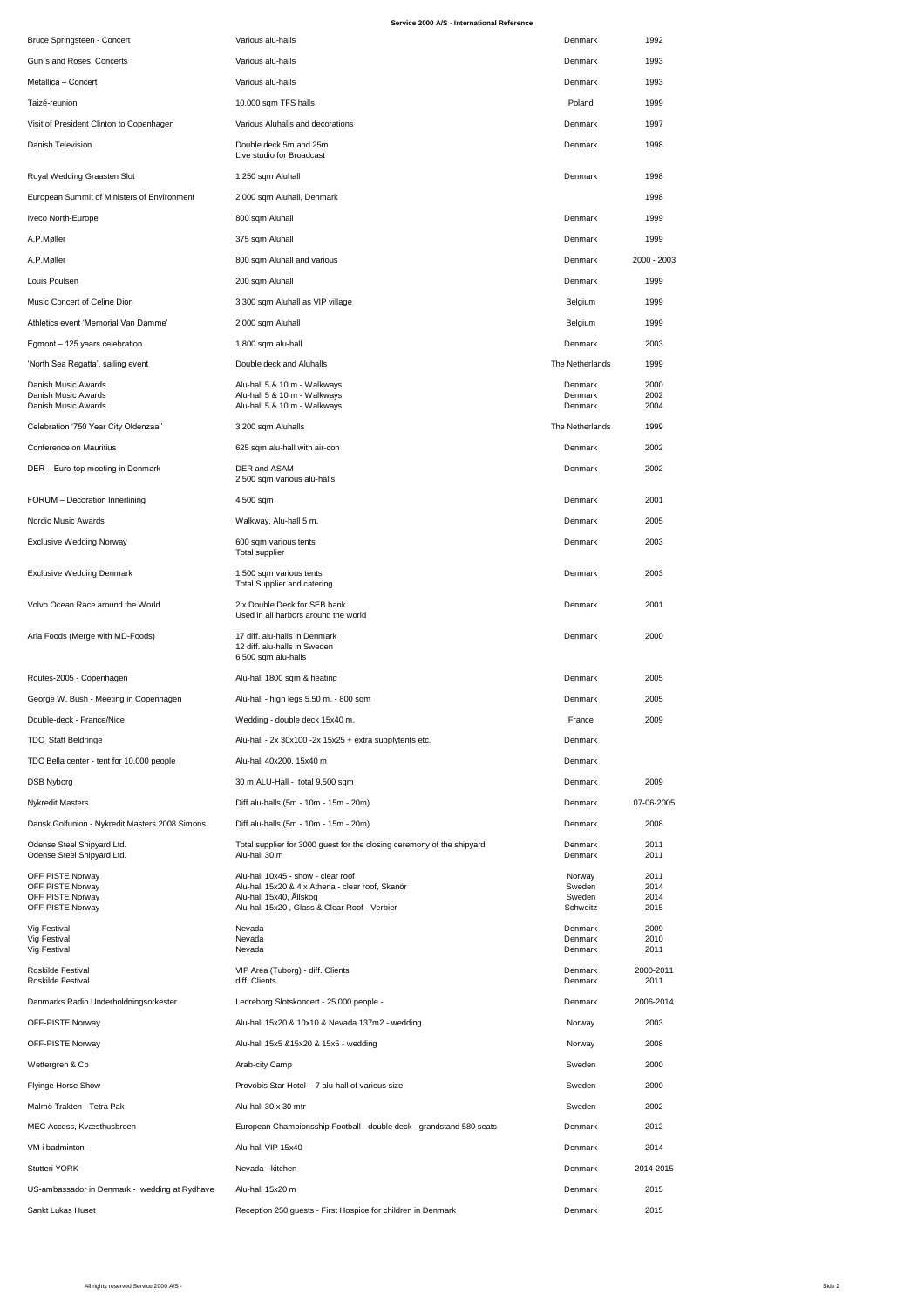**Service 2000 A/S - International Reference**

| Event | Description | Country | Year |
|---|---|---|---|
| Bruce Springsteen - Concert | Various alu-halls | Denmark | 1992 |
| Gun`s and Roses, Concerts | Various alu-halls | Denmark | 1993 |
| Metallica – Concert | Various alu-halls | Denmark | 1993 |
| Taizé-reunion | 10.000 sqm TFS halls | Poland | 1999 |
| Visit of President Clinton to Copenhagen | Various Aluhalls and decorations | Denmark | 1997 |
| Danish Television | Double deck 5m and 25m<br>Live studio for Broadcast | Denmark | 1998 |
| Royal Wedding Graasten Slot | 1.250 sqm Aluhall | Denmark | 1998 |
| European Summit of Ministers of Environment | 2.000 sqm Aluhall, Denmark | | 1998 |
| Iveco North-Europe | 800 sqm Aluhall | Denmark | 1999 |
| A.P.Møller | 375 sqm Aluhall | Denmark | 1999 |
| A.P.Møller | 800 sqm Aluhall and various | Denmark | 2000 - 2003 |
| Louis Poulsen | 200 sqm Aluhall | Denmark | 1999 |
| Music Concert of Celine Dion | 3.300 sqm Aluhall as VIP village | Belgium | 1999 |
| Athletics event 'Memorial Van Damme' | 2.000 sqm Aluhall | Belgium | 1999 |
| Egmont – 125 years celebration | 1.800 sqm alu-hall | Denmark | 2003 |
| 'North Sea Regatta', sailing event | Double deck and Aluhalls | The Netherlands | 1999 |
| Danish Music Awards<br>Danish Music Awards<br>Danish Music Awards | Alu-hall 5 & 10 m - Walkways<br>Alu-hall 5 & 10 m - Walkways<br>Alu-hall 5 & 10 m - Walkways | Denmark<br>Denmark<br>Denmark | 2000<br>2002<br>2004 |
| Celebration '750 Year City Oldenzaal' | 3.200 sqm Aluhalls | The Netherlands | 1999 |
| Conference on Mauritius | 625 sqm alu-hall with air-con | Denmark | 2002 |
| DER – Euro-top meeting in Denmark | DER and ASAM<br>2.500 sqm various alu-halls | Denmark | 2002 |
| FORUM – Decoration Innerlining | 4.500 sqm | Denmark | 2001 |
| Nordic Music Awards | Walkway, Alu-hall 5 m. | Denmark | 2005 |
| Exclusive Wedding Norway | 600 sqm various tents<br>Total supplier | Denmark | 2003 |
| Exclusive Wedding Denmark | 1.500 sqm various tents<br>Total Supplier and catering | Denmark | 2003 |
| Volvo Ocean Race around the World | 2 x Double Deck for SEB bank<br>Used in all harbors around the world | Denmark | 2001 |
| Arla Foods (Merge with MD-Foods) | 17 diff. alu-halls in Denmark<br>12 diff. alu-halls in Sweden<br>6.500 sqm alu-halls | Denmark | 2000 |
| Routes-2005 - Copenhagen | Alu-hall 1800 sqm & heating | Denmark | 2005 |
| George W. Bush - Meeting in Copenhagen | Alu-hall - high legs 5,50 m. - 800 sqm | Denmark | 2005 |
| Double-deck - France/Nice | Wedding - double deck 15x40 m. | France | 2009 |
| TDC Staff Beldringe | Alu-hall - 2x 30x100 -2x 15x25 + extra supplytents etc. | Denmark | |
| TDC Bella center - tent for 10.000 people | Alu-hall 40x200, 15x40 m | Denmark | |
| DSB Nyborg | 30 m ALU-Hall - total 9.500 sqm | Denmark | 2009 |
| Nykredit Masters | Diff alu-halls (5m - 10m - 15m - 20m) | Denmark | 07-06-2005 |
| Dansk Golfunion - Nykredit Masters 2008 Simons | Diff alu-halls (5m - 10m - 15m - 20m) | Denmark | 2008 |
| Odense Steel Shipyard Ltd.<br>Odense Steel Shipyard Ltd. | Total supplier for 3000 guest for the closing ceremony of the shipyard<br>Alu-hall 30 m | Denmark<br>Denmark | 2011<br>2011 |
| OFF PISTE Norway<br>OFF PISTE Norway<br>OFF PISTE Norway<br>OFF PISTE Norway | Alu-hall 10x45 - show - clear roof<br>Alu-hall 15x20 & 4 x Athena - clear roof, Skanör<br>Alu-hall 15x40, Ållskog<br>Alu-hall 15x20 , Glass & Clear Roof - Verbier | Norway<br>Sweden<br>Sweden<br>Schweitz | 2011<br>2014<br>2014<br>2015 |
| Vig Festival<br>Vig Festival<br>Vig Festival | Nevada<br>Nevada<br>Nevada | Denmark<br>Denmark<br>Denmark | 2009<br>2010<br>2011 |
| Roskilde Festival<br>Roskilde Festival | VIP Area (Tuborg) - diff. Clients<br>diff. Clients | Denmark<br>Denmark | 2000-2011<br>2011 |
| Danmarks Radio Underholdningsorkester | Ledreborg Slotskoncert - 25.000 people - | Denmark | 2006-2014 |
| OFF-PISTE Norway | Alu-hall 15x20 & 10x10 & Nevada 137m2 - wedding | Norway | 2003 |
| OFF-PISTE Norway | Alu-hall 15x5 &15x20 & 15x5 - wedding | Norway | 2008 |
| Wettergren & Co | Arab-city Camp | Sweden | 2000 |
| Flyinge Horse Show | Provobis Star Hotel - 7 alu-hall of various size | Sweden | 2000 |
| Malmö Trakten - Tetra Pak | Alu-hall 30 x 30 mtr | Sweden | 2002 |
| MEC Access, Kvæsthusbroen | European Championsship Football - double deck - grandstand 580 seats | Denmark | 2012 |
| VM i badminton - | Alu-hall VIP 15x40 - | Denmark | 2014 |
| Stutteri YORK | Nevada - kitchen | Denmark | 2014-2015 |
| US-ambassador in Denmark - wedding at Rydhave | Alu-hall 15x20 m | Denmark | 2015 |
| Sankt Lukas Huset | Reception 250 guests - First Hospice for children in Denmark | Denmark | 2015 |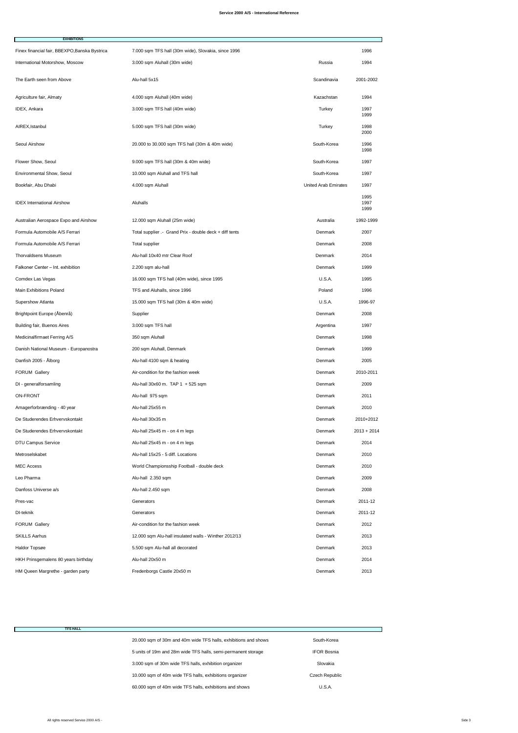## EXHIBITIONS

| Event | Description | Country | Year |
|---|---|---|---|
| Finex financial fair, BBEXPO,Banska Bystrica | 7.000 sqm TFS hall (30m wide), Slovakia, since 1996 | | 1996 |
| International Motorshow, Moscow | 3.000 sqm Aluhall (30m wide) | Russia | 1994 |
| The Earth seen from Above | Alu-hall 5x15 | Scandinavia | 2001-2002 |
| Agriculture fair, Almaty | 4.000 sqm Aluhall (40m wide) | Kazachstan | 1994 |
| IDEX, Ankara | 3.000 sqm TFS hall (40m wide) | Turkey | 1997 1999 |
| AIREX,Istanbul | 5.000 sqm TFS hall (30m wide) | Turkey | 1998 2000 |
| Seoul Airshow | 20.000 to 30.000 sqm TFS hall (30m & 40m wide) | South-Korea | 1996 1998 |
| Flower Show, Seoul | 9.000 sqm TFS hall (30m & 40m wide) | South-Korea | 1997 |
| Environmental Show, Seoul | 10.000 sqm Aluhall and TFS hall | South-Korea | 1997 |
| Bookfair, Abu Dhabi | 4.000 sqm Aluhall | United Arab Emirates | 1997 |
| IDEX International Airshow | Aluhalls | | 1995 1997 1999 |
| Australian Aerospace Expo and Airshow | 12.000 sqm Aluhall (25m wide) | Australia | 1992-1999 |
| Formula Automobile A/S Ferrari | Total supplier .- Grand Prix - double deck + diff tents | Denmark | 2007 |
| Formula Automobile A/S Ferrari | Total supplier | Denmark | 2008 |
| Thorvaldsens Museum | Alu-hall 10x40 mtr Clear Roof | Denmark | 2014 |
| Falkoner Center – Int. exhibition | 2.200 sqm alu-hall | Denmark | 1999 |
| Comdex Las Vegas | 16.000 sqm TFS hall (40m wide), since 1995 | U.S.A. | 1995 |
| Main Exhibitions Poland | TFS and Aluhalls, since 1996 | Poland | 1996 |
| Supershow Atlanta | 15.000 sqm TFS hall (30m & 40m wide) | U.S.A. | 1996-97 |
| Brightpoint Europe (Åbenrå) | Supplier | Denmark | 2008 |
| Building fair, Buenos Aires | 3.000 sqm TFS hall | Argentina | 1997 |
| Medicinalfirmaet Ferring A/S | 350 sqm Aluhall | Denmark | 1998 |
| Danish National Museum - Europanostra | 200 sqm Aluhall, Denmark | Denmark | 1999 |
| Danfish 2005 - Ålborg | Alu-hall 4100 sqm & heating | Denmark | 2005 |
| FORUM Gallery | Air-condition for the fashion week | Denmark | 2010-2011 |
| DI - generalforsamling | Alu-hall 30x60 m. TAP 1 + 525 sqm | Denmark | 2009 |
| ON-FRONT | Alu-hall 975 sqm | Denmark | 2011 |
| Amagerforbrænding - 40 year | Alu-hall 25x55 m | Denmark | 2010 |
| De Studerendes Erhvervskontakt | Alu-hall 30x35 m | Denmark | 2010+2012 |
| De Studerendes Erhvervskontakt | Alu-hall 25x45 m - on 4 m legs | Denmark | 2013 + 2014 |
| DTU Campus Service | Alu-hall 25x45 m - on 4 m legs | Denmark | 2014 |
| Metroselskabet | Alu-hall 15x25 - 5 diff. Locations | Denmark | 2010 |
| MEC Access | World Championsship Football - double deck | Denmark | 2010 |
| Leo Pharma | Alu-hall 2.350 sqm | Denmark | 2009 |
| Danfoss Universe a/s | Alu-hall 2.450 sqm | Denmark | 2008 |
| Pres-vac | Generators | Denmark | 2011-12 |
| DI-teknik | Generators | Denmark | 2011-12 |
| FORUM Gallery | Air-condition for the fashion week | Denmark | 2012 |
| SKILLS Aarhus | 12.000 sqm Alu-hall insulated walls - Winther 2012/13 | Denmark | 2013 |
| Haldor Topsøe | 5.500 sqm Alu-hall all decorated | Denmark | 2013 |
| HKH Prinsgemalens 80 years birthday | Alu-hall 20x50 m | Denmark | 2014 |
| HM Queen Margrethe - garden party | Fredenborgs Castle 20x50 m | Denmark | 2013 |

## TFS HALL

| Description | Country |
|---|---|
| 20.000 sqm of 30m and 40m wide TFS halls, exhibitions and shows | South-Korea |
| 5 units of 19m and 28m wide TFS halls, semi-permanent storage | IFOR Bosnia |
| 3.000 sqm of 30m wide TFS halls, exhibition organizer | Slovakia |
| 10.000 sqm of 40m wide TFS halls, exhibitions organizer | Czech Republic |
| 60.000 sqm of 40m wide TFS halls, exhibitions and shows | U.S.A. |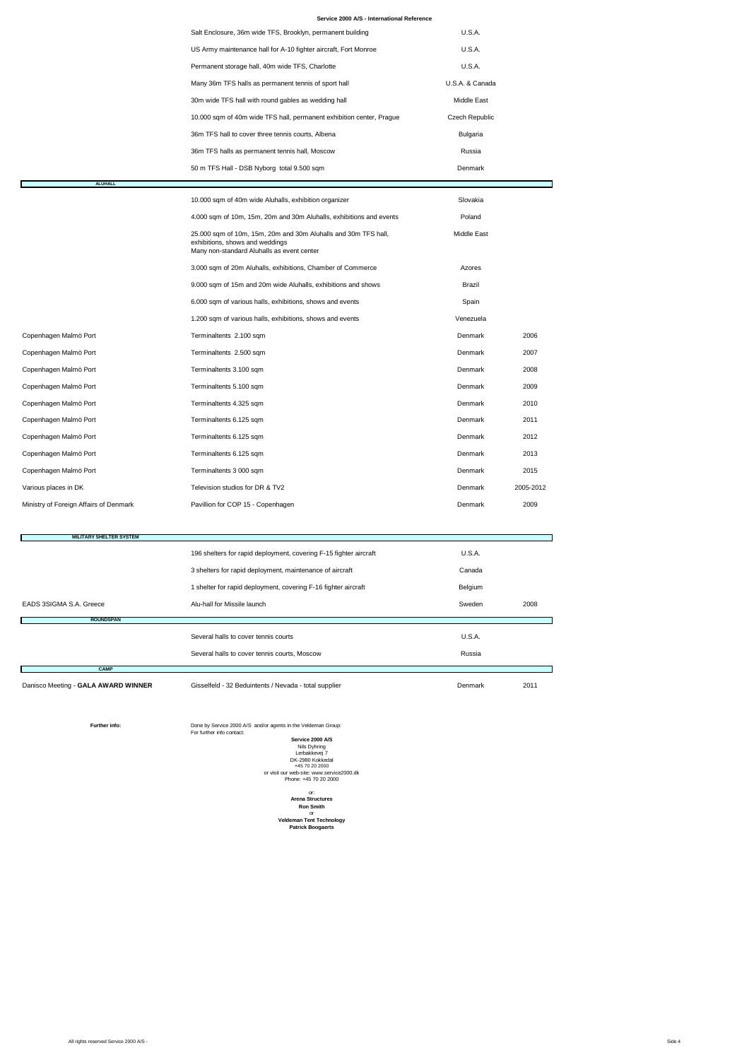**Service 2000 A/S - International Reference**

| | | | |
|---|---|---|---|
| | Salt Enclosure, 36m wide TFS, Brooklyn, permanent building | U.S.A. | |
| | US Army maintenance hall for A-10 fighter aircraft, Fort Monroe | U.S.A. | |
| | Permanent storage hall, 40m wide TFS, Charlotte | U.S.A. | |
| | Many 36m TFS halls as permanent tennis of sport hall | U.S.A. & Canada | |
| | 30m wide TFS hall with round gables as wedding hall | Middle East | |
| | 10.000 sqm of 40m wide TFS hall, permanent exhibition center, Prague | Czech Republic | |
| | 36m TFS hall to cover three tennis courts, Albena | Bulgaria | |
| | 36m TFS halls as permanent tennis hall, Moscow | Russia | |
| | 50 m TFS Hall - DSB Nyborg total 9.500 sqm | Denmark | |
| **ALUHALL** | | | |
| | 10.000 sqm of 40m wide Aluhalls, exhibition organizer | Slovakia | |
| | 4.000 sqm of 10m, 15m, 20m and 30m Aluhalls, exhibitions and events | Poland | |
| | 25.000 sqm of 10m, 15m, 20m and 30m Aluhalls and 30m TFS hall, exhibitions, shows and weddings Many non-standard Aluhalls as event center | Middle East | |
| | 3.000 sqm of 20m Aluhalls, exhibitions, Chamber of Commerce | Azores | |
| | 9.000 sqm of 15m and 20m wide Aluhalls, exhibitions and shows | Brazil | |
| | 6.000 sqm of various halls, exhibitions, shows and events | Spain | |
| | 1.200 sqm of various halls, exhibitions, shows and events | Venezuela | |
| Copenhagen Malmö Port | Terminaltents 2.100 sqm | Denmark | 2006 |
| Copenhagen Malmö Port | Terminaltents 2.500 sqm | Denmark | 2007 |
| Copenhagen Malmö Port | Terminaltents 3.100 sqm | Denmark | 2008 |
| Copenhagen Malmö Port | Terminaltents 5.100 sqm | Denmark | 2009 |
| Copenhagen Malmö Port | Terminaltents 4.325 sqm | Denmark | 2010 |
| Copenhagen Malmö Port | Terminaltents 6.125 sqm | Denmark | 2011 |
| Copenhagen Malmö Port | Terminaltents 6.125 sqm | Denmark | 2012 |
| Copenhagen Malmö Port | Terminaltents 6.125 sqm | Denmark | 2013 |
| Copenhagen Malmö Port | Terminaltents 3 000 sqm | Denmark | 2015 |
| Various places in DK | Television studios for DR & TV2 | Denmark | 2005-2012 |
| Ministry of Foreign Affairs of Denmark | Pavillion for COP 15 - Copenhagen | Denmark | 2009 |
| **MILITARY SHELTER SYSTEM** | | | |
| | 196 shelters for rapid deployment, covering F-15 fighter aircraft | U.S.A. | |
| | 3 shelters for rapid deployment, maintenance of aircraft | Canada | |
| | 1 shelter for rapid deployment, covering F-16 fighter aircraft | Belgium | |
| EADS 3SIGMA S.A. Greece | Alu-hall for Missile launch | Sweden | 2008 |
| **ROUNDSPAN** | | | |
| | Several halls to cover tennis courts | U.S.A. | |
| | Several halls to cover tennis courts, Moscow | Russia | |
| **CAMP** | | | |
| Danisco Meeting - **GALA AWARD WINNER** | Gisselfeld - 32 Beduintents / Nevada - total supplier | Denmark | 2011 |

**Further info:**

Done by Service 2000 A/S and/or agents in the Veldeman Group:
For further info contact:

**Service 2000 A/S**
Nils Dyhring
Lerbakkevej 7
DK-2980 Kokkedal
+45 70 20 2000
or visit our web-site: www.service2000.dk
Phone: +45 70 20 2000

or:
**Arena Structures**
**Ron Smith**
or
**Veldeman Tent Technology**
**Patrick Boogaerts**

All rights reserved Service 2000 A/S -